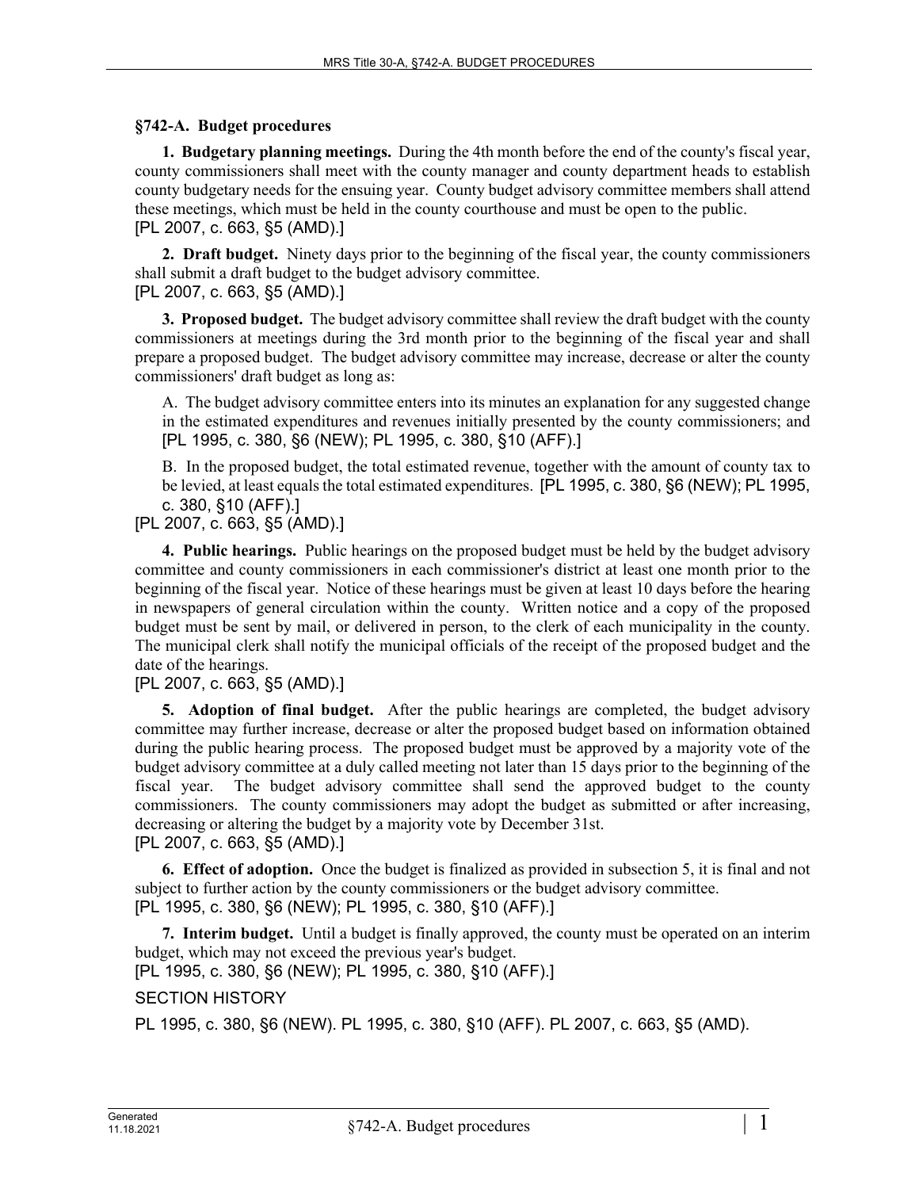## §742-A. Budget procedures

**1. Budgetary planning meetings.** During the 4th month before the end of the county's fiscal year, county commissioners shall meet with the county manager and county department heads to establish county budgetary needs for the ensuing year. County budget advisory committee members shall attend these meetings, which must be held in the county courthouse and must be open to the public.
[PL 2007, c. 663, §5 (AMD).]

**2. Draft budget.** Ninety days prior to the beginning of the fiscal year, the county commissioners shall submit a draft budget to the budget advisory committee.
[PL 2007, c. 663, §5 (AMD).]

**3. Proposed budget.** The budget advisory committee shall review the draft budget with the county commissioners at meetings during the 3rd month prior to the beginning of the fiscal year and shall prepare a proposed budget. The budget advisory committee may increase, decrease or alter the county commissioners' draft budget as long as:

A. The budget advisory committee enters into its minutes an explanation for any suggested change in the estimated expenditures and revenues initially presented by the county commissioners; and [PL 1995, c. 380, §6 (NEW); PL 1995, c. 380, §10 (AFF).]

B. In the proposed budget, the total estimated revenue, together with the amount of county tax to be levied, at least equals the total estimated expenditures. [PL 1995, c. 380, §6 (NEW); PL 1995, c. 380, §10 (AFF).]

[PL 2007, c. 663, §5 (AMD).]

**4. Public hearings.** Public hearings on the proposed budget must be held by the budget advisory committee and county commissioners in each commissioner's district at least one month prior to the beginning of the fiscal year. Notice of these hearings must be given at least 10 days before the hearing in newspapers of general circulation within the county. Written notice and a copy of the proposed budget must be sent by mail, or delivered in person, to the clerk of each municipality in the county. The municipal clerk shall notify the municipal officials of the receipt of the proposed budget and the date of the hearings.
[PL 2007, c. 663, §5 (AMD).]

**5. Adoption of final budget.** After the public hearings are completed, the budget advisory committee may further increase, decrease or alter the proposed budget based on information obtained during the public hearing process. The proposed budget must be approved by a majority vote of the budget advisory committee at a duly called meeting not later than 15 days prior to the beginning of the fiscal year. The budget advisory committee shall send the approved budget to the county commissioners. The county commissioners may adopt the budget as submitted or after increasing, decreasing or altering the budget by a majority vote by December 31st.
[PL 2007, c. 663, §5 (AMD).]

**6. Effect of adoption.** Once the budget is finalized as provided in subsection 5, it is final and not subject to further action by the county commissioners or the budget advisory committee.
[PL 1995, c. 380, §6 (NEW); PL 1995, c. 380, §10 (AFF).]

**7. Interim budget.** Until a budget is finally approved, the county must be operated on an interim budget, which may not exceed the previous year's budget.
[PL 1995, c. 380, §6 (NEW); PL 1995, c. 380, §10 (AFF).]

SECTION HISTORY

PL 1995, c. 380, §6 (NEW). PL 1995, c. 380, §10 (AFF). PL 2007, c. 663, §5 (AMD).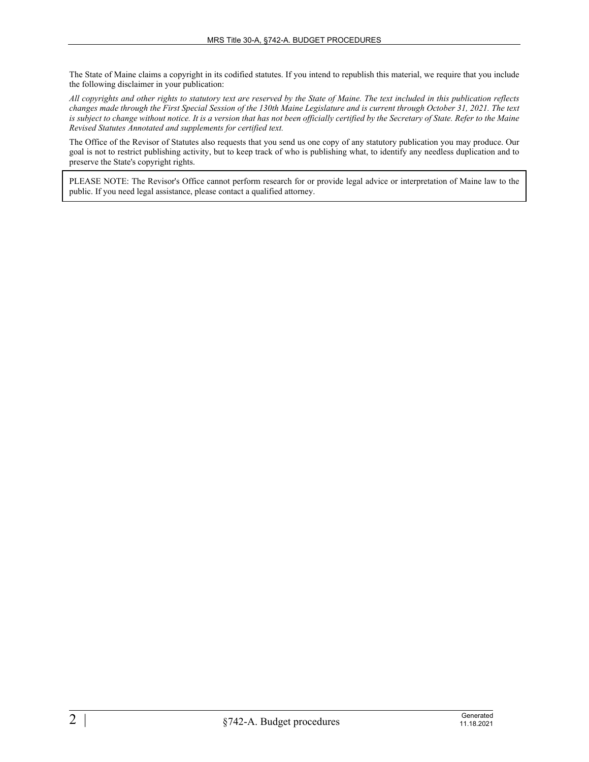The State of Maine claims a copyright in its codified statutes. If you intend to republish this material, we require that you include the following disclaimer in your publication:

*All copyrights and other rights to statutory text are reserved by the State of Maine. The text included in this publication reflects changes made through the First Special Session of the 130th Maine Legislature and is current through October 31, 2021. The text is subject to change without notice. It is a version that has not been officially certified by the Secretary of State. Refer to the Maine Revised Statutes Annotated and supplements for certified text.*

The Office of the Revisor of Statutes also requests that you send us one copy of any statutory publication you may produce. Our goal is not to restrict publishing activity, but to keep track of who is publishing what, to identify any needless duplication and to preserve the State's copyright rights.

PLEASE NOTE: The Revisor's Office cannot perform research for or provide legal advice or interpretation of Maine law to the public. If you need legal assistance, please contact a qualified attorney.